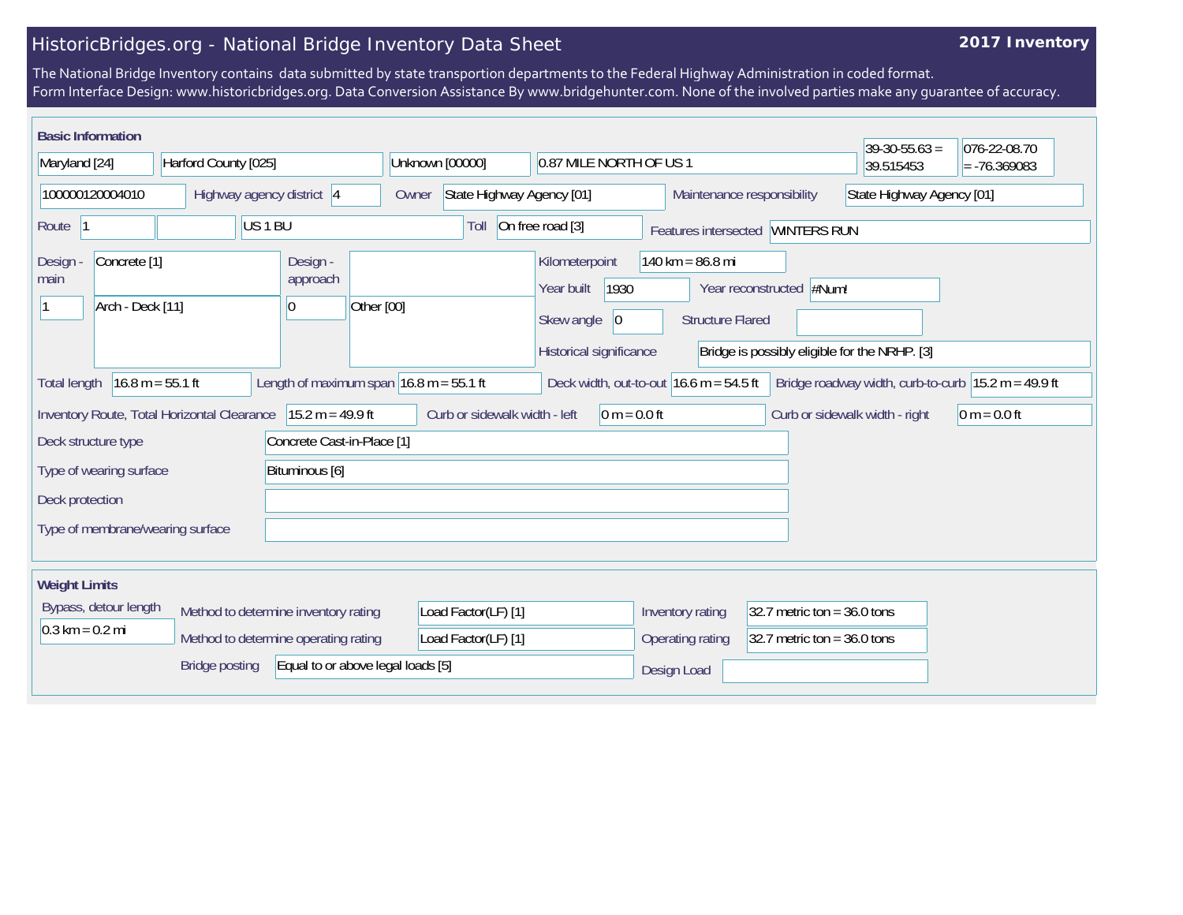# HistoricBridges.org - National Bridge Inventory Data Sheet

**2017 Inventory**

The National Bridge Inventory contains data submitted by state transportion departments to the Federal Highway Administration in coded format.
Form Interface Design: www.historicbridges.org. Data Conversion Assistance By www.bridgehunter.com. None of the involved parties make any guarantee of accuracy.

## Basic Information

| Field | Value |
| --- | --- |
| State | Maryland [24] |
| County | Harford County [025] |
| Place | Unknown [00000] |
| Location | 0.87 MILE NORTH OF US 1 |
| Latitude | 39-30-55.63 = 39.515453 |
| Longitude | 076-22-08.70 = -76.369083 |
| Structure Number | 100000120004010 |
| Highway agency district | 4 |
| Owner | State Highway Agency [01] |
| Maintenance responsibility | State Highway Agency [01] |
| Route | 1 |
| Route name | US 1 BU |
| Toll | On free road [3] |
| Features intersected | WINTERS RUN |
| Design - main | Concrete [1] |
| Design - main (spans) | 1 |
| Design - main (type) | Arch - Deck [11] |
| Design - approach | |
| Design - approach (spans) | 0 |
| Design - approach (type) | Other [00] |
| Kilometerpoint | 140 km = 86.8 mi |
| Year built | 1930 |
| Year reconstructed | #Num! |
| Skew angle | 0 |
| Structure Flared | |
| Historical significance | Bridge is possibly eligible for the NRHP. [3] |
| Total length | 16.8 m = 55.1 ft |
| Length of maximum span | 16.8 m = 55.1 ft |
| Deck width, out-to-out | 16.6 m = 54.5 ft |
| Bridge roadway width, curb-to-curb | 15.2 m = 49.9 ft |
| Inventory Route, Total Horizontal Clearance | 15.2 m = 49.9 ft |
| Curb or sidewalk width - left | 0 m = 0.0 ft |
| Curb or sidewalk width - right | 0 m = 0.0 ft |
| Deck structure type | Concrete Cast-in-Place [1] |
| Type of wearing surface | Bituminous [6] |
| Deck protection | |
| Type of membrane/wearing surface | |

## Weight Limits

| Field | Value |
| --- | --- |
| Bypass, detour length | 0.3 km = 0.2 mi |
| Method to determine inventory rating | Load Factor(LF) [1] |
| Method to determine operating rating | Load Factor(LF) [1] |
| Inventory rating | 32.7 metric ton = 36.0 tons |
| Operating rating | 32.7 metric ton = 36.0 tons |
| Bridge posting | Equal to or above legal loads [5] |
| Design Load | |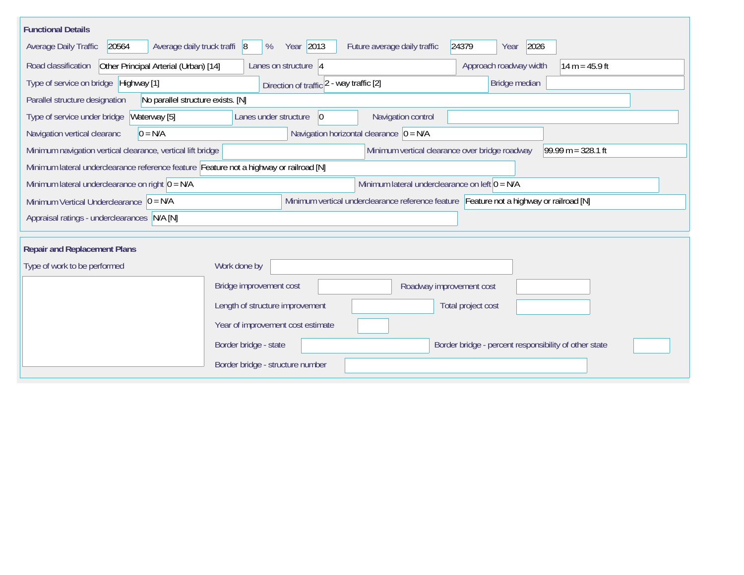## Functional Details

| Field | Value |
| --- | --- |
| Average Daily Traffic | 20564 |
| Average daily truck traffi | 8 % |
| Year | 2013 |
| Future average daily traffic | 24379 |
| Year | 2026 |
| Road classification | Other Principal Arterial (Urban) [14] |
| Lanes on structure | 4 |
| Approach roadway width | 14 m = 45.9 ft |
| Type of service on bridge | Highway [1] |
| Direction of traffic | 2 - way traffic [2] |
| Bridge median | |
| Parallel structure designation | No parallel structure exists. [N] |
| Type of service under bridge | Waterway [5] |
| Lanes under structure | 0 |
| Navigation control | |
| Navigation vertical clearanc | 0 = N/A |
| Navigation horizontal clearance | 0 = N/A |
| Minimum navigation vertical clearance, vertical lift bridge | |
| Minimum vertical clearance over bridge roadway | 99.99 m = 328.1 ft |
| Minimum lateral underclearance reference feature | Feature not a highway or railroad [N] |
| Minimum lateral underclearance on right | 0 = N/A |
| Minimum lateral underclearance on left | 0 = N/A |
| Minimum Vertical Underclearance | 0 = N/A |
| Minimum vertical underclearance reference feature | Feature not a highway or railroad [N] |
| Appraisal ratings - underclearances | N/A [N] |

## Repair and Replacement Plans

| Field | Value |
| --- | --- |
| Type of work to be performed | |
| Work done by | |
| Bridge improvement cost | |
| Roadway improvement cost | |
| Length of structure improvement | |
| Total project cost | |
| Year of improvement cost estimate | |
| Border bridge - state | |
| Border bridge - percent responsibility of other state | |
| Border bridge - structure number | |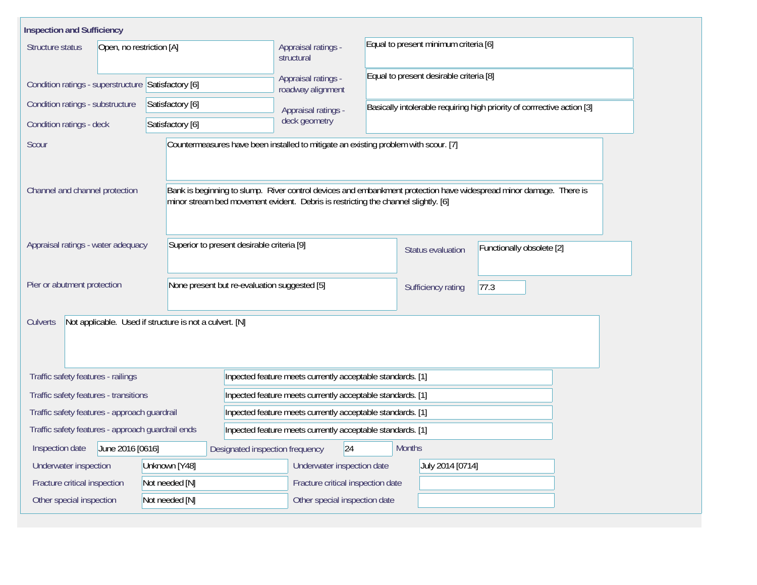## Inspection and Sufficiency

| | |
|---|---|
| Structure status | Open, no restriction [A] |
| Condition ratings - superstructure | Satisfactory [6] |
| Condition ratings - substructure | Satisfactory [6] |
| Condition ratings - deck | Satisfactory [6] |
| Appraisal ratings - structural | Equal to present minimum criteria [6] |
| Appraisal ratings - roadway alignment | Equal to present desirable criteria [8] |
| Appraisal ratings - deck geometry | Basically intolerable requiring high priority of corrrective action [3] |
| Scour | Countermeasures have been installed to mitigate an existing problem with scour. [7] |
| Channel and channel protection | Bank is beginning to slump. River control devices and embankment protection have widespread minor damage. There is minor stream bed movement evident. Debris is restricting the channel slightly. [6] |
| Appraisal ratings - water adequacy | Superior to present desirable criteria [9] |
| Status evaluation | Functionally obsolete [2] |
| Pier or abutment protection | None present but re-evaluation suggested [5] |
| Sufficiency rating | 77.3 |
| Culverts | Not applicable. Used if structure is not a culvert. [N] |
| Traffic safety features - railings | Inpected feature meets currently acceptable standards. [1] |
| Traffic safety features - transitions | Inpected feature meets currently acceptable standards. [1] |
| Traffic safety features - approach guardrail | Inpected feature meets currently acceptable standards. [1] |
| Traffic safety features - approach guardrail ends | Inpected feature meets currently acceptable standards. [1] |
| Inspection date | June 2016 [0616] |
| Designated inspection frequency | 24 Months |
| Underwater inspection | Unknown [Y48] |
| Underwater inspection date | July 2014 [0714] |
| Fracture critical inspection | Not needed [N] |
| Fracture critical inspection date | |
| Other special inspection | Not needed [N] |
| Other special inspection date | |